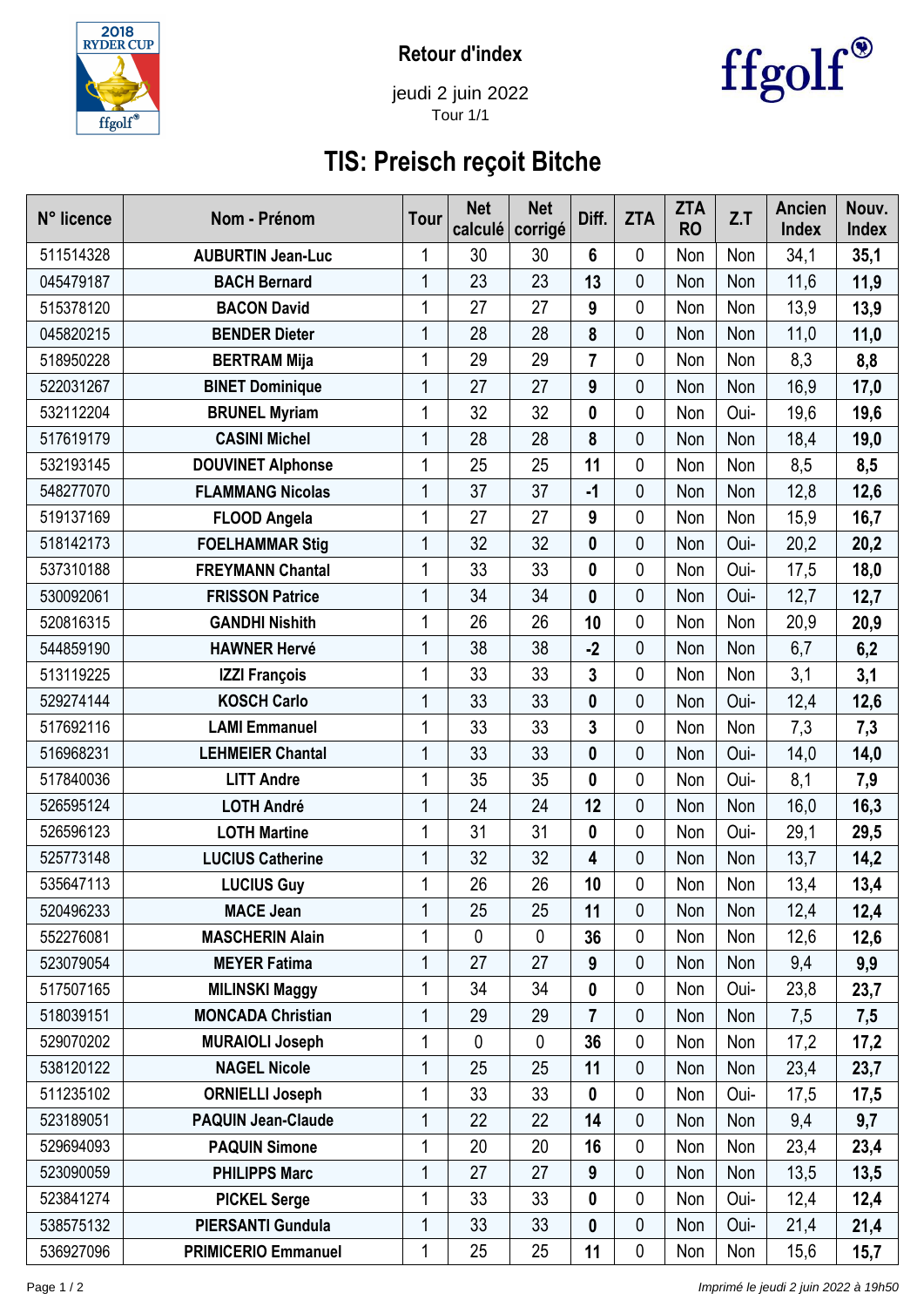Retour d'index

jeudi 2 juin 2022

Tour 1/1

# TIS: Preisch reçoit Bitche

| N° licence | Nom - Prénom | Tour | Net calculé | Net corrigé | Diff. | ZTA | ZTA RO | Z.T | Ancien Index | Nouv. Index |
|---|---|---|---|---|---|---|---|---|---|---|
| 511514328 | AUBURTIN Jean-Luc | 1 | 30 | 30 | **6** | 0 | Non | Non | 34,1 | **35,1** |
| 045479187 | BACH Bernard | 1 | 23 | 23 | **13** | 0 | Non | Non | 11,6 | **11,9** |
| 515378120 | BACON David | 1 | 27 | 27 | **9** | 0 | Non | Non | 13,9 | **13,9** |
| 045820215 | BENDER Dieter | 1 | 28 | 28 | **8** | 0 | Non | Non | 11,0 | **11,0** |
| 518950228 | BERTRAM Mija | 1 | 29 | 29 | **7** | 0 | Non | Non | 8,3 | **8,8** |
| 522031267 | BINET Dominique | 1 | 27 | 27 | **9** | 0 | Non | Non | 16,9 | **17,0** |
| 532112204 | BRUNEL Myriam | 1 | 32 | 32 | **0** | 0 | Non | Oui- | 19,6 | **19,6** |
| 517619179 | CASINI Michel | 1 | 28 | 28 | **8** | 0 | Non | Non | 18,4 | **19,0** |
| 532193145 | DOUVINET Alphonse | 1 | 25 | 25 | **11** | 0 | Non | Non | 8,5 | **8,5** |
| 548277070 | FLAMMANG Nicolas | 1 | 37 | 37 | **-1** | 0 | Non | Non | 12,8 | **12,6** |
| 519137169 | FLOOD Angela | 1 | 27 | 27 | **9** | 0 | Non | Non | 15,9 | **16,7** |
| 518142173 | FOELHAMMAR Stig | 1 | 32 | 32 | **0** | 0 | Non | Oui- | 20,2 | **20,2** |
| 537310188 | FREYMANN Chantal | 1 | 33 | 33 | **0** | 0 | Non | Oui- | 17,5 | **18,0** |
| 530092061 | FRISSON Patrice | 1 | 34 | 34 | **0** | 0 | Non | Oui- | 12,7 | **12,7** |
| 520816315 | GANDHI Nishith | 1 | 26 | 26 | **10** | 0 | Non | Non | 20,9 | **20,9** |
| 544859190 | HAWNER Hervé | 1 | 38 | 38 | **-2** | 0 | Non | Non | 6,7 | **6,2** |
| 513119225 | IZZI François | 1 | 33 | 33 | **3** | 0 | Non | Non | 3,1 | **3,1** |
| 529274144 | KOSCH Carlo | 1 | 33 | 33 | **0** | 0 | Non | Oui- | 12,4 | **12,6** |
| 517692116 | LAMI Emmanuel | 1 | 33 | 33 | **3** | 0 | Non | Non | 7,3 | **7,3** |
| 516968231 | LEHMEIER Chantal | 1 | 33 | 33 | **0** | 0 | Non | Oui- | 14,0 | **14,0** |
| 517840036 | LITT Andre | 1 | 35 | 35 | **0** | 0 | Non | Oui- | 8,1 | **7,9** |
| 526595124 | LOTH André | 1 | 24 | 24 | **12** | 0 | Non | Non | 16,0 | **16,3** |
| 526596123 | LOTH Martine | 1 | 31 | 31 | **0** | 0 | Non | Oui- | 29,1 | **29,5** |
| 525773148 | LUCIUS Catherine | 1 | 32 | 32 | **4** | 0 | Non | Non | 13,7 | **14,2** |
| 535647113 | LUCIUS Guy | 1 | 26 | 26 | **10** | 0 | Non | Non | 13,4 | **13,4** |
| 520496233 | MACE Jean | 1 | 25 | 25 | **11** | 0 | Non | Non | 12,4 | **12,4** |
| 552276081 | MASCHERIN Alain | 1 | 0 | 0 | **36** | 0 | Non | Non | 12,6 | **12,6** |
| 523079054 | MEYER Fatima | 1 | 27 | 27 | **9** | 0 | Non | Non | 9,4 | **9,9** |
| 517507165 | MILINSKI Maggy | 1 | 34 | 34 | **0** | 0 | Non | Oui- | 23,8 | **23,7** |
| 518039151 | MONCADA Christian | 1 | 29 | 29 | **7** | 0 | Non | Non | 7,5 | **7,5** |
| 529070202 | MURAIOLI Joseph | 1 | 0 | 0 | **36** | 0 | Non | Non | 17,2 | **17,2** |
| 538120122 | NAGEL Nicole | 1 | 25 | 25 | **11** | 0 | Non | Non | 23,4 | **23,7** |
| 511235102 | ORNIELLI Joseph | 1 | 33 | 33 | **0** | 0 | Non | Oui- | 17,5 | **17,5** |
| 523189051 | PAQUIN Jean-Claude | 1 | 22 | 22 | **14** | 0 | Non | Non | 9,4 | **9,7** |
| 529694093 | PAQUIN Simone | 1 | 20 | 20 | **16** | 0 | Non | Non | 23,4 | **23,4** |
| 523090059 | PHILIPPS Marc | 1 | 27 | 27 | **9** | 0 | Non | Non | 13,5 | **13,5** |
| 523841274 | PICKEL Serge | 1 | 33 | 33 | **0** | 0 | Non | Oui- | 12,4 | **12,4** |
| 538575132 | PIERSANTI Gundula | 1 | 33 | 33 | **0** | 0 | Non | Oui- | 21,4 | **21,4** |
| 536927096 | PRIMICERIO Emmanuel | 1 | 25 | 25 | **11** | 0 | Non | Non | 15,6 | **15,7** |

*Imprimé le jeudi 2 juin 2022 à 19h50*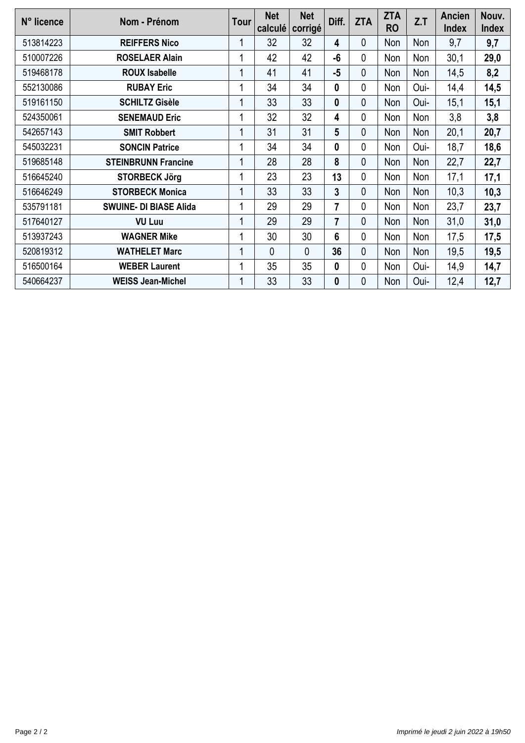| N° licence | Nom - Prénom | Tour | Net calculé | Net corrigé | Diff. | ZTA | ZTA RO | Z.T | Ancien Index | Nouv. Index |
|---|---|---|---|---|---|---|---|---|---|---|
| 513814223 | **REIFFERS Nico** | 1 | 32 | 32 | **4** | 0 | Non | Non | 9,7 | **9,7** |
| 510007226 | **ROSELAER Alain** | 1 | 42 | 42 | **-6** | 0 | Non | Non | 30,1 | **29,0** |
| 519468178 | **ROUX Isabelle** | 1 | 41 | 41 | **-5** | 0 | Non | Non | 14,5 | **8,2** |
| 552130086 | **RUBAY Eric** | 1 | 34 | 34 | **0** | 0 | Non | Oui- | 14,4 | **14,5** |
| 519161150 | **SCHILTZ Gisèle** | 1 | 33 | 33 | **0** | 0 | Non | Oui- | 15,1 | **15,1** |
| 524350061 | **SENEMAUD Eric** | 1 | 32 | 32 | **4** | 0 | Non | Non | 3,8 | **3,8** |
| 542657143 | **SMIT Robbert** | 1 | 31 | 31 | **5** | 0 | Non | Non | 20,1 | **20,7** |
| 545032231 | **SONCIN Patrice** | 1 | 34 | 34 | **0** | 0 | Non | Oui- | 18,7 | **18,6** |
| 519685148 | **STEINBRUNN Francine** | 1 | 28 | 28 | **8** | 0 | Non | Non | 22,7 | **22,7** |
| 516645240 | **STORBECK Jörg** | 1 | 23 | 23 | **13** | 0 | Non | Non | 17,1 | **17,1** |
| 516646249 | **STORBECK Monica** | 1 | 33 | 33 | **3** | 0 | Non | Non | 10,3 | **10,3** |
| 535791181 | **SWUINE- DI BIASE Alida** | 1 | 29 | 29 | **7** | 0 | Non | Non | 23,7 | **23,7** |
| 517640127 | **VU Luu** | 1 | 29 | 29 | **7** | 0 | Non | Non | 31,0 | **31,0** |
| 513937243 | **WAGNER Mike** | 1 | 30 | 30 | **6** | 0 | Non | Non | 17,5 | **17,5** |
| 520819312 | **WATHELET Marc** | 1 | 0 | 0 | **36** | 0 | Non | Non | 19,5 | **19,5** |
| 516500164 | **WEBER Laurent** | 1 | 35 | 35 | **0** | 0 | Non | Oui- | 14,9 | **14,7** |
| 540664237 | **WEISS Jean-Michel** | 1 | 33 | 33 | **0** | 0 | Non | Oui- | 12,4 | **12,7** |

*Imprimé le jeudi 2 juin 2022 à 19h50*